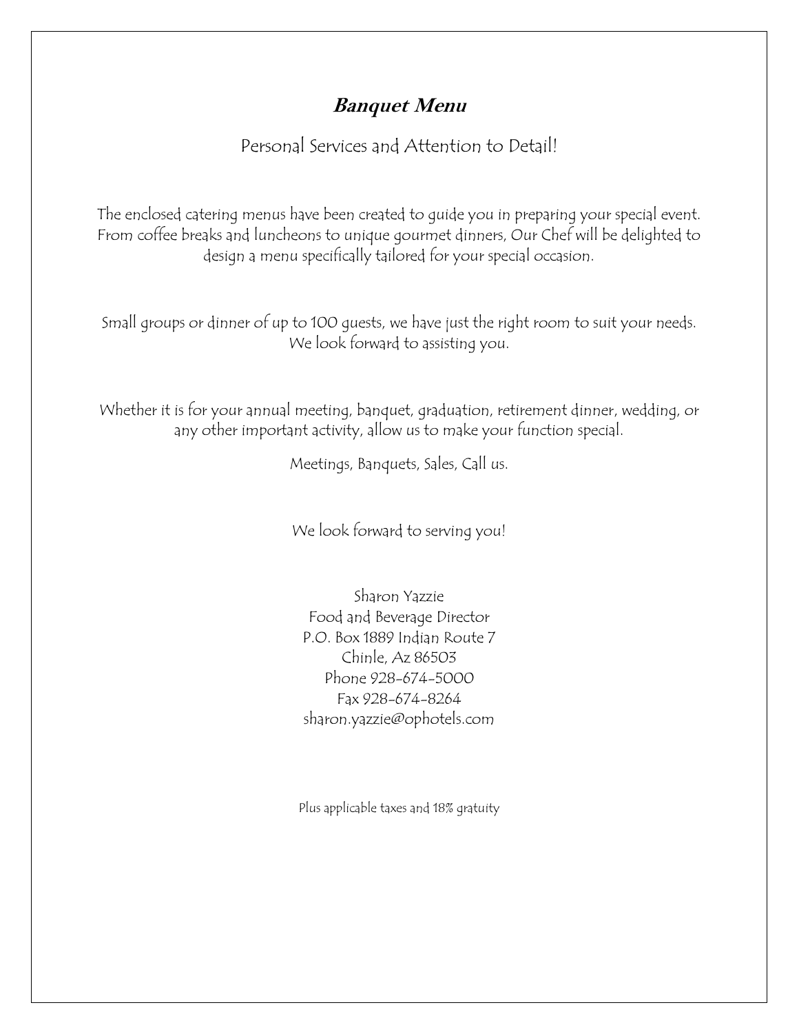# ***Banquet Menu***

Personal Services and Attention to Detail!

The enclosed catering menus have been created to guide you in preparing your special event. From coffee breaks and luncheons to unique gourmet dinners, Our Chef will be delighted to design a menu specifically tailored for your special occasion.

Small groups or dinner of up to 100 guests, we have just the right room to suit your needs. We look forward to assisting you.

Whether it is for your annual meeting, banquet, graduation, retirement dinner, wedding, or any other important activity, allow us to make your function special.

Meetings, Banquets, Sales, Call us.

We look forward to serving you!

Sharon Yazzie
Food and Beverage Director
P.O. Box 1889 Indian Route 7
Chinle, Az 86503
Phone 928-674-5000
Fax 928-674-8264
sharon.yazzie@ophotels.com

Plus applicable taxes and 18% gratuity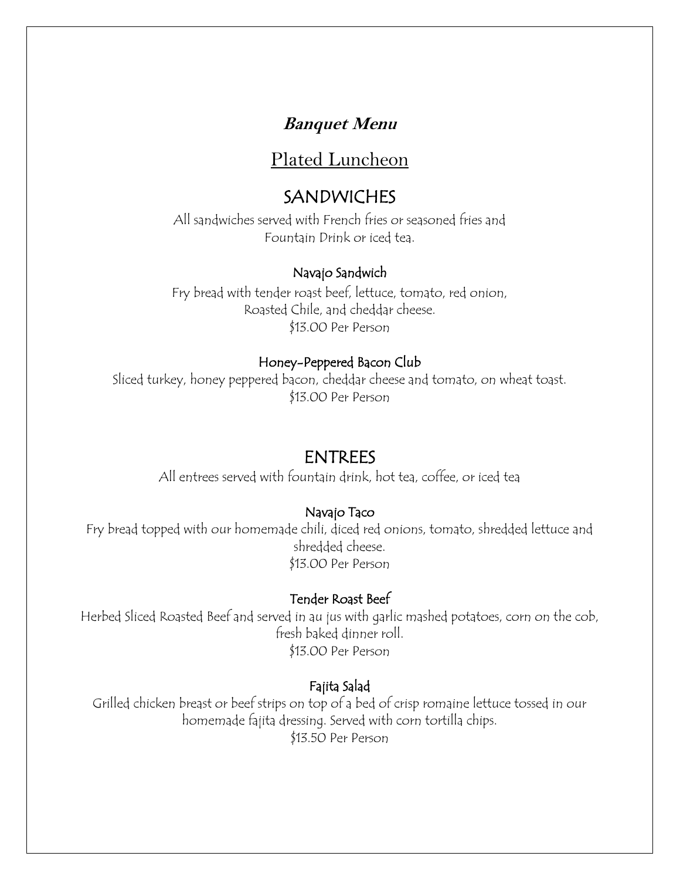**Banquet Menu**

# Plated Luncheon

## SANDWICHES

All sandwiches served with French fries or seasoned fries and
Fountain Drink or iced tea.

### Navajo Sandwich

Fry bread with tender roast beef, lettuce, tomato, red onion,
Roasted Chile, and cheddar cheese.
$13.00 Per Person

### Honey-Peppered Bacon Club

Sliced turkey, honey peppered bacon, cheddar cheese and tomato, on wheat toast.
$13.00 Per Person

## ENTREES

All entrees served with fountain drink, hot tea, coffee, or iced tea

### Navajo Taco

Fry bread topped with our homemade chili, diced red onions, tomato, shredded lettuce and shredded cheese.
$13.00 Per Person

### Tender Roast Beef

Herbed Sliced Roasted Beef and served in au jus with garlic mashed potatoes, corn on the cob, fresh baked dinner roll.
$13.00 Per Person

### Fajita Salad

Grilled chicken breast or beef strips on top of a bed of crisp romaine lettuce tossed in our homemade fajita dressing. Served with corn tortilla chips.
$13.50 Per Person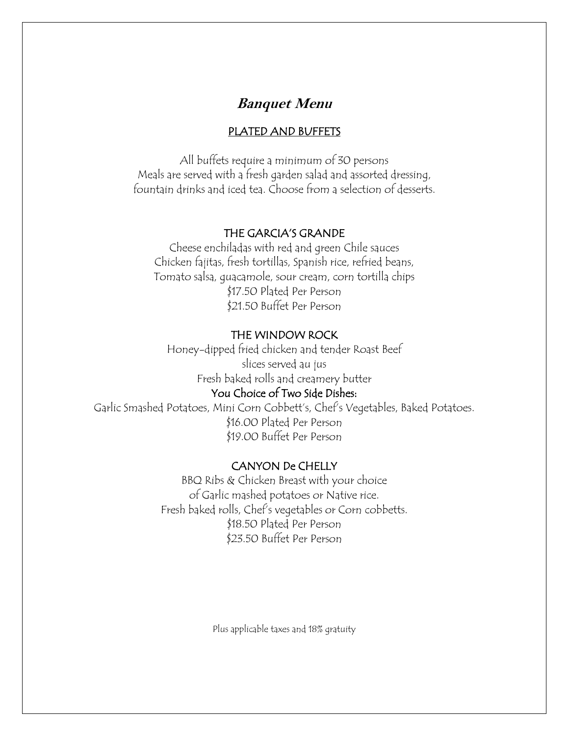# **Banquet Menu**

## PLATED AND BUFFETS

All buffets require a minimum of 30 persons
Meals are served with a fresh garden salad and assorted dressing,
fountain drinks and iced tea. Choose from a selection of desserts.

### THE GARCIA'S GRANDE

Cheese enchiladas with red and green Chile sauces
Chicken fajitas, fresh tortillas, Spanish rice, refried beans,
Tomato salsa, guacamole, sour cream, corn tortilla chips
$17.50 Plated Per Person
$21.50 Buffet Per Person

### THE WINDOW ROCK

Honey-dipped fried chicken and tender Roast Beef
slices served au jus
Fresh baked rolls and creamery butter

**You Choice of Two Side Dishes:**

Garlic Smashed Potatoes, Mini Corn Cobbett's, Chef's Vegetables, Baked Potatoes.
$16.00 Plated Per Person
$19.00 Buffet Per Person

### CANYON De CHELLY

BBQ Ribs & Chicken Breast with your choice
of Garlic mashed potatoes or Native rice.
Fresh baked rolls, Chef's vegetables or Corn cobbetts.
$18.50 Plated Per Person
$23.50 Buffet Per Person

Plus applicable taxes and 18% gratuity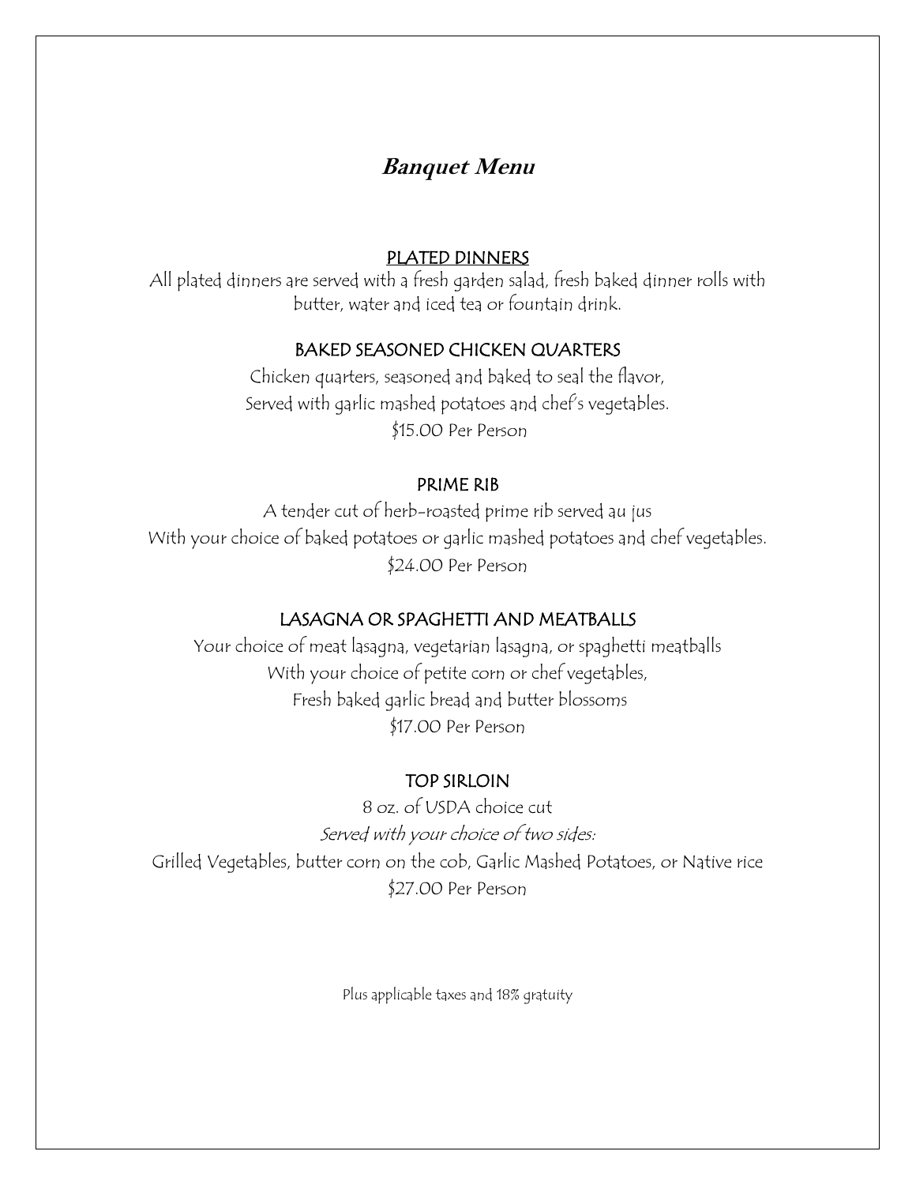# Banquet Menu

## PLATED DINNERS

All plated dinners are served with a fresh garden salad, fresh baked dinner rolls with butter, water and iced tea or fountain drink.

### BAKED SEASONED CHICKEN QUARTERS

Chicken quarters, seasoned and baked to seal the flavor,
Served with garlic mashed potatoes and chef's vegetables.
$15.00 Per Person

### PRIME RIB

A tender cut of herb-roasted prime rib served au jus
With your choice of baked potatoes or garlic mashed potatoes and chef vegetables.
$24.00 Per Person

### LASAGNA OR SPAGHETTI AND MEATBALLS

Your choice of meat lasagna, vegetarian lasagna, or spaghetti meatballs
With your choice of petite corn or chef vegetables,
Fresh baked garlic bread and butter blossoms
$17.00 Per Person

### TOP SIRLOIN

8 oz. of USDA choice cut
*Served with your choice of two sides:*
Grilled Vegetables, butter corn on the cob, Garlic Mashed Potatoes, or Native rice
$27.00 Per Person

Plus applicable taxes and 18% gratuity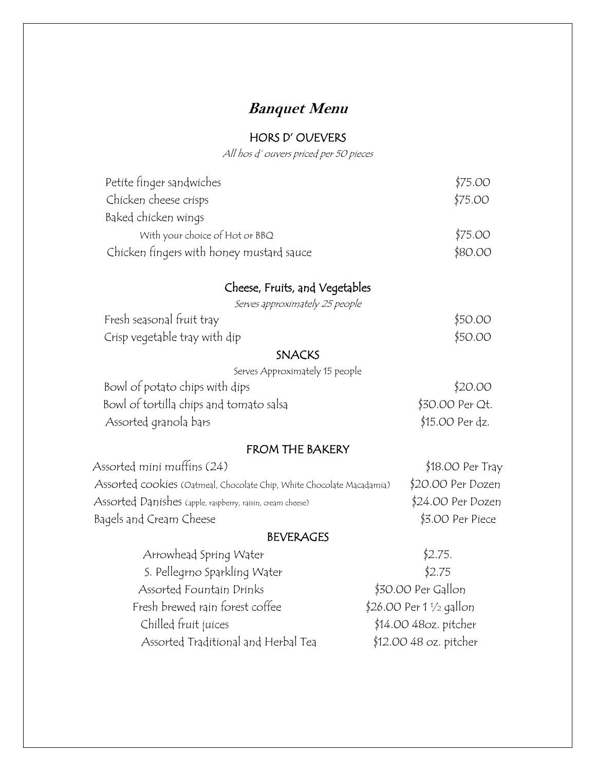# **Banquet Menu**

## HORS D' OUEVERS

*All hos d' ouvers priced per 50 pieces*

| | |
|---|---|
| Petite finger sandwiches | $75.00 |
| Chicken cheese crisps | $75.00 |
| Baked chicken wings<br>With your choice of Hot or BBQ | $75.00 |
| Chicken fingers with honey mustard sauce | $80.00 |

## Cheese, Fruits, and Vegetables

*Serves approximately 25 people*

| | |
|---|---|
| Fresh seasonal fruit tray | $50.00 |
| Crisp vegetable tray with dip | $50.00 |

## SNACKS

Serves Approximately 15 people

| | |
|---|---|
| Bowl of potato chips with dips | $20.00 |
| Bowl of tortilla chips and tomato salsa | $30.00 Per Qt. |
| Assorted granola bars | $15.00 Per dz. |

## FROM THE BAKERY

| | |
|---|---|
| Assorted mini muffins (24) | $18.00 Per Tray |
| Assorted cookies (Oatmeal, Chocolate Chip, White Chocolate Macadamia) | $20.00 Per Dozen |
| Assorted Danishes (apple, raspberry, raisin, cream cheese) | $24.00 Per Dozen |
| Bagels and Cream Cheese | $3.00 Per Piece |

## BEVERAGES

| | |
|---|---|
| Arrowhead Spring Water | $2.75. |
| S. Pellegrno Sparkling Water | $2.75 |
| Assorted Fountain Drinks | $30.00 Per Gallon |
| Fresh brewed rain forest coffee | $26.00 Per 1 ½ gallon |
| Chilled fruit juices | $14.00 48oz. pitcher |
| Assorted Traditional and Herbal Tea | $12.00 48 oz. pitcher |